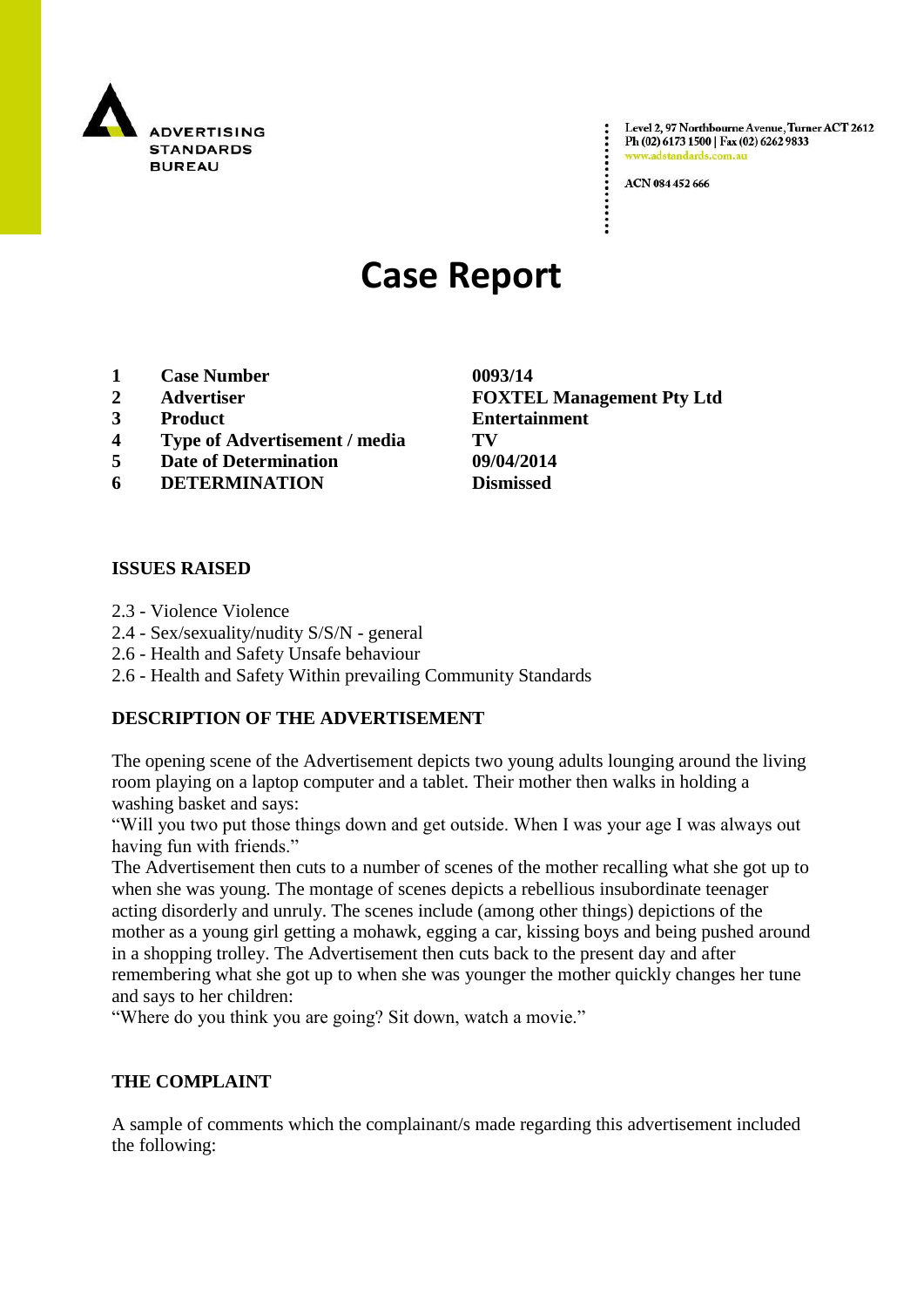ADVERTISING STANDARDS BUREAU

Level 2, 97 Northbourne Avenue, Turner ACT 2612
Ph (02) 6173 1500 | Fax (02) 6262 9833
www.adstandards.com.au

ACN 084 452 666

# Case Report

| | | |
|---|---|---|
| 1 | **Case Number** | **0093/14** |
| 2 | **Advertiser** | **FOXTEL Management Pty Ltd** |
| 3 | **Product** | **Entertainment** |
| 4 | **Type of Advertisement / media** | **TV** |
| 5 | **Date of Determination** | **09/04/2014** |
| 6 | **DETERMINATION** | **Dismissed** |

## ISSUES RAISED

2.3 - Violence Violence
2.4 - Sex/sexuality/nudity S/S/N - general
2.6 - Health and Safety Unsafe behaviour
2.6 - Health and Safety Within prevailing Community Standards

## DESCRIPTION OF THE ADVERTISEMENT

The opening scene of the Advertisement depicts two young adults lounging around the living room playing on a laptop computer and a tablet. Their mother then walks in holding a washing basket and says:
"Will you two put those things down and get outside. When I was your age I was always out having fun with friends."
The Advertisement then cuts to a number of scenes of the mother recalling what she got up to when she was young. The montage of scenes depicts a rebellious insubordinate teenager acting disorderly and unruly. The scenes include (among other things) depictions of the mother as a young girl getting a mohawk, egging a car, kissing boys and being pushed around in a shopping trolley. The Advertisement then cuts back to the present day and after remembering what she got up to when she was younger the mother quickly changes her tune and says to her children:
"Where do you think you are going? Sit down, watch a movie."

## THE COMPLAINT

A sample of comments which the complainant/s made regarding this advertisement included the following: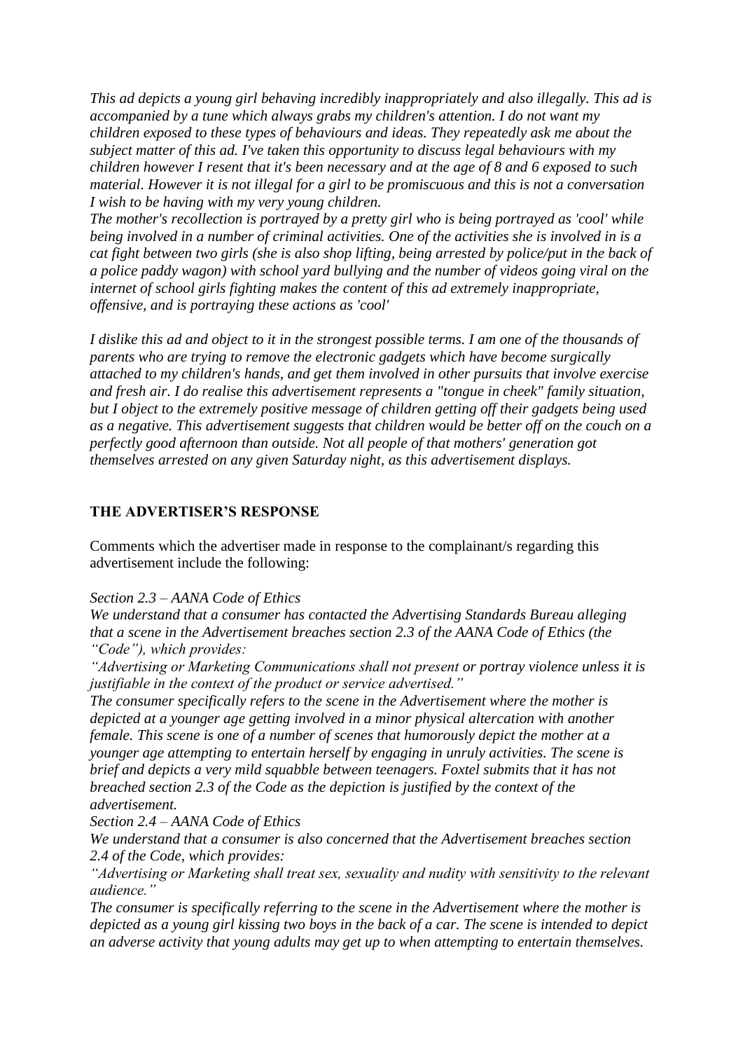*This ad depicts a young girl behaving incredibly inappropriately and also illegally. This ad is accompanied by a tune which always grabs my children's attention. I do not want my children exposed to these types of behaviours and ideas. They repeatedly ask me about the subject matter of this ad. I've taken this opportunity to discuss legal behaviours with my children however I resent that it's been necessary and at the age of 8 and 6 exposed to such material. However it is not illegal for a girl to be promiscuous and this is not a conversation I wish to be having with my very young children.*
*The mother's recollection is portrayed by a pretty girl who is being portrayed as 'cool' while being involved in a number of criminal activities. One of the activities she is involved in is a cat fight between two girls (she is also shop lifting, being arrested by police/put in the back of a police paddy wagon) with school yard bullying and the number of videos going viral on the internet of school girls fighting makes the content of this ad extremely inappropriate, offensive, and is portraying these actions as 'cool'*

*I dislike this ad and object to it in the strongest possible terms. I am one of the thousands of parents who are trying to remove the electronic gadgets which have become surgically attached to my children's hands, and get them involved in other pursuits that involve exercise and fresh air. I do realise this advertisement represents a "tongue in cheek" family situation, but I object to the extremely positive message of children getting off their gadgets being used as a negative. This advertisement suggests that children would be better off on the couch on a perfectly good afternoon than outside. Not all people of that mothers' generation got themselves arrested on any given Saturday night, as this advertisement displays.*

## THE ADVERTISER'S RESPONSE

Comments which the advertiser made in response to the complainant/s regarding this advertisement include the following:

*Section 2.3 – AANA Code of Ethics*
*We understand that a consumer has contacted the Advertising Standards Bureau alleging that a scene in the Advertisement breaches section 2.3 of the AANA Code of Ethics (the "Code"), which provides:*
*"Advertising or Marketing Communications shall not present or portray violence unless it is justifiable in the context of the product or service advertised."*
*The consumer specifically refers to the scene in the Advertisement where the mother is depicted at a younger age getting involved in a minor physical altercation with another female. This scene is one of a number of scenes that humorously depict the mother at a younger age attempting to entertain herself by engaging in unruly activities. The scene is brief and depicts a very mild squabble between teenagers. Foxtel submits that it has not breached section 2.3 of the Code as the depiction is justified by the context of the advertisement.*
*Section 2.4 – AANA Code of Ethics*
*We understand that a consumer is also concerned that the Advertisement breaches section 2.4 of the Code, which provides:*
*"Advertising or Marketing shall treat sex, sexuality and nudity with sensitivity to the relevant audience."*
*The consumer is specifically referring to the scene in the Advertisement where the mother is depicted as a young girl kissing two boys in the back of a car. The scene is intended to depict an adverse activity that young adults may get up to when attempting to entertain themselves.*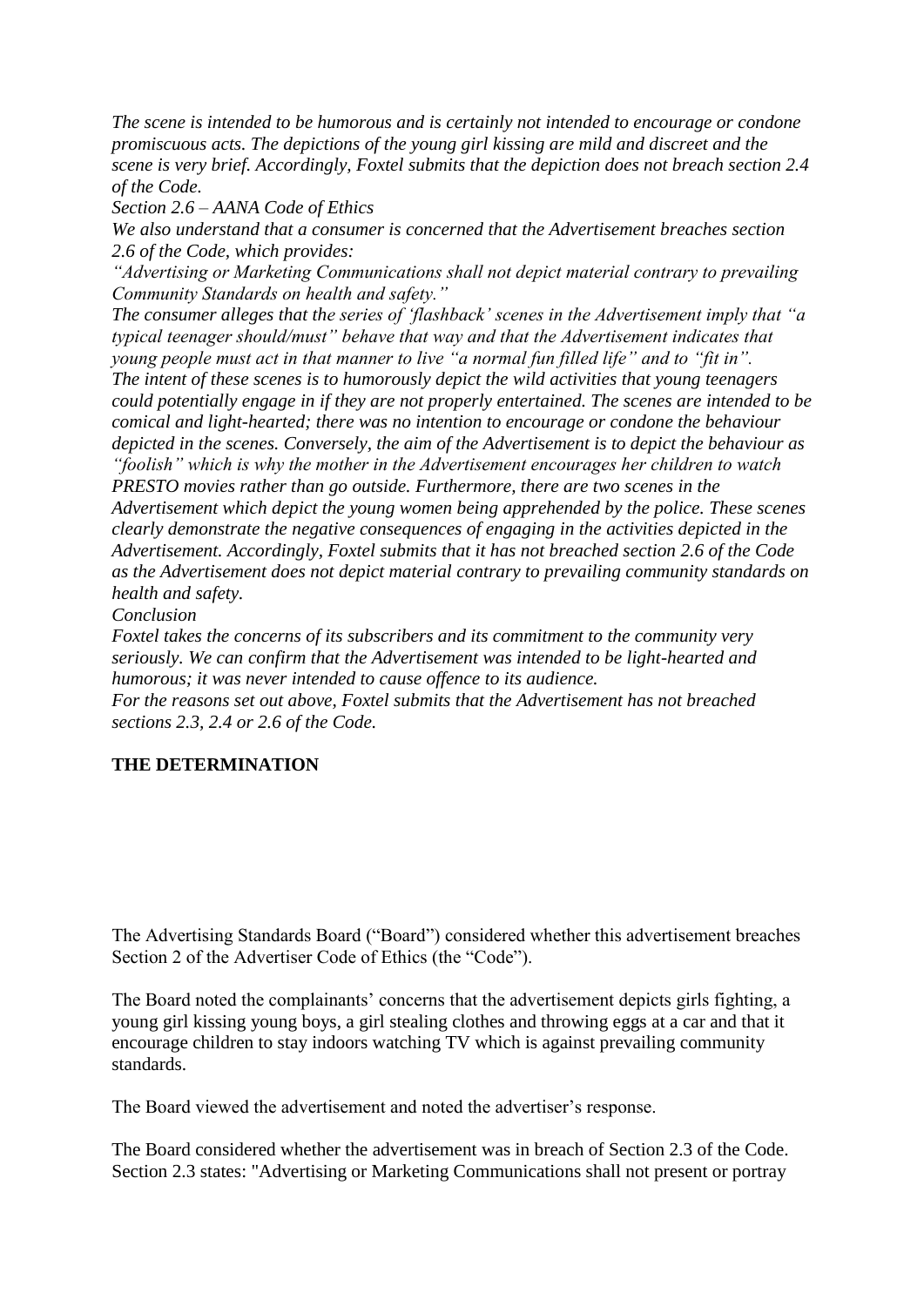*The scene is intended to be humorous and is certainly not intended to encourage or condone promiscuous acts. The depictions of the young girl kissing are mild and discreet and the scene is very brief. Accordingly, Foxtel submits that the depiction does not breach section 2.4 of the Code.*

*Section 2.6 – AANA Code of Ethics*

*We also understand that a consumer is concerned that the Advertisement breaches section 2.6 of the Code, which provides:*

*"Advertising or Marketing Communications shall not depict material contrary to prevailing Community Standards on health and safety."*

*The consumer alleges that the series of 'flashback' scenes in the Advertisement imply that "a typical teenager should/must" behave that way and that the Advertisement indicates that young people must act in that manner to live "a normal fun filled life" and to "fit in".*

*The intent of these scenes is to humorously depict the wild activities that young teenagers could potentially engage in if they are not properly entertained. The scenes are intended to be comical and light-hearted; there was no intention to encourage or condone the behaviour depicted in the scenes. Conversely, the aim of the Advertisement is to depict the behaviour as "foolish" which is why the mother in the Advertisement encourages her children to watch PRESTO movies rather than go outside. Furthermore, there are two scenes in the Advertisement which depict the young women being apprehended by the police. These scenes clearly demonstrate the negative consequences of engaging in the activities depicted in the Advertisement. Accordingly, Foxtel submits that it has not breached section 2.6 of the Code as the Advertisement does not depict material contrary to prevailing community standards on health and safety.*

*Conclusion*

*Foxtel takes the concerns of its subscribers and its commitment to the community very seriously. We can confirm that the Advertisement was intended to be light-hearted and humorous; it was never intended to cause offence to its audience.*

*For the reasons set out above, Foxtel submits that the Advertisement has not breached sections 2.3, 2.4 or 2.6 of the Code.*

**THE DETERMINATION**

The Advertising Standards Board ("Board") considered whether this advertisement breaches Section 2 of the Advertiser Code of Ethics (the "Code").

The Board noted the complainants' concerns that the advertisement depicts girls fighting, a young girl kissing young boys, a girl stealing clothes and throwing eggs at a car and that it encourage children to stay indoors watching TV which is against prevailing community standards.

The Board viewed the advertisement and noted the advertiser's response.

The Board considered whether the advertisement was in breach of Section 2.3 of the Code. Section 2.3 states: "Advertising or Marketing Communications shall not present or portray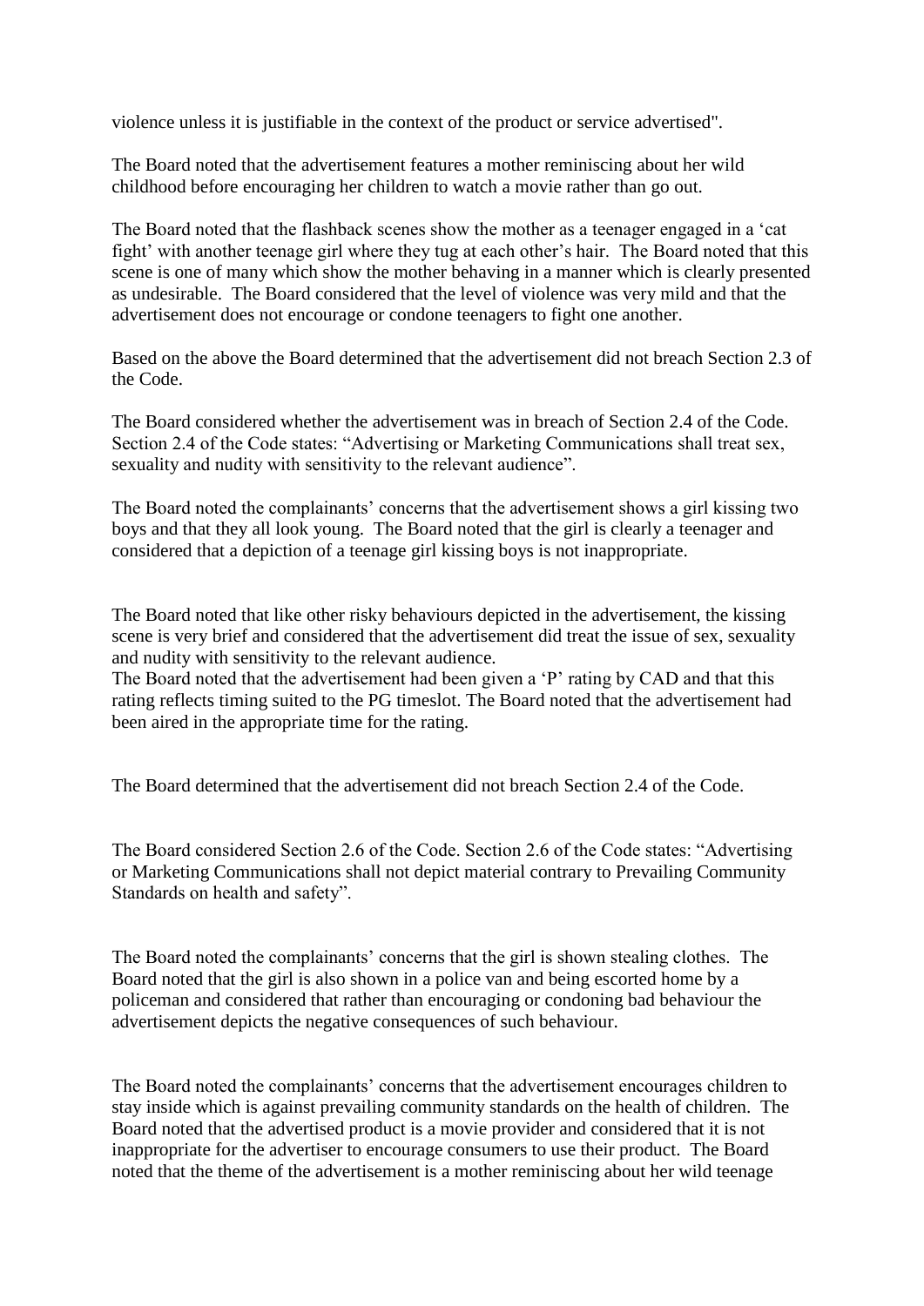violence unless it is justifiable in the context of the product or service advertised".

The Board noted that the advertisement features a mother reminiscing about her wild childhood before encouraging her children to watch a movie rather than go out.

The Board noted that the flashback scenes show the mother as a teenager engaged in a 'cat fight' with another teenage girl where they tug at each other's hair. The Board noted that this scene is one of many which show the mother behaving in a manner which is clearly presented as undesirable. The Board considered that the level of violence was very mild and that the advertisement does not encourage or condone teenagers to fight one another.

Based on the above the Board determined that the advertisement did not breach Section 2.3 of the Code.

The Board considered whether the advertisement was in breach of Section 2.4 of the Code. Section 2.4 of the Code states: "Advertising or Marketing Communications shall treat sex, sexuality and nudity with sensitivity to the relevant audience".

The Board noted the complainants' concerns that the advertisement shows a girl kissing two boys and that they all look young. The Board noted that the girl is clearly a teenager and considered that a depiction of a teenage girl kissing boys is not inappropriate.

The Board noted that like other risky behaviours depicted in the advertisement, the kissing scene is very brief and considered that the advertisement did treat the issue of sex, sexuality and nudity with sensitivity to the relevant audience.
The Board noted that the advertisement had been given a 'P' rating by CAD and that this rating reflects timing suited to the PG timeslot. The Board noted that the advertisement had been aired in the appropriate time for the rating.

The Board determined that the advertisement did not breach Section 2.4 of the Code.

The Board considered Section 2.6 of the Code. Section 2.6 of the Code states: "Advertising or Marketing Communications shall not depict material contrary to Prevailing Community Standards on health and safety".

The Board noted the complainants' concerns that the girl is shown stealing clothes. The Board noted that the girl is also shown in a police van and being escorted home by a policeman and considered that rather than encouraging or condoning bad behaviour the advertisement depicts the negative consequences of such behaviour.

The Board noted the complainants' concerns that the advertisement encourages children to stay inside which is against prevailing community standards on the health of children. The Board noted that the advertised product is a movie provider and considered that it is not inappropriate for the advertiser to encourage consumers to use their product. The Board noted that the theme of the advertisement is a mother reminiscing about her wild teenage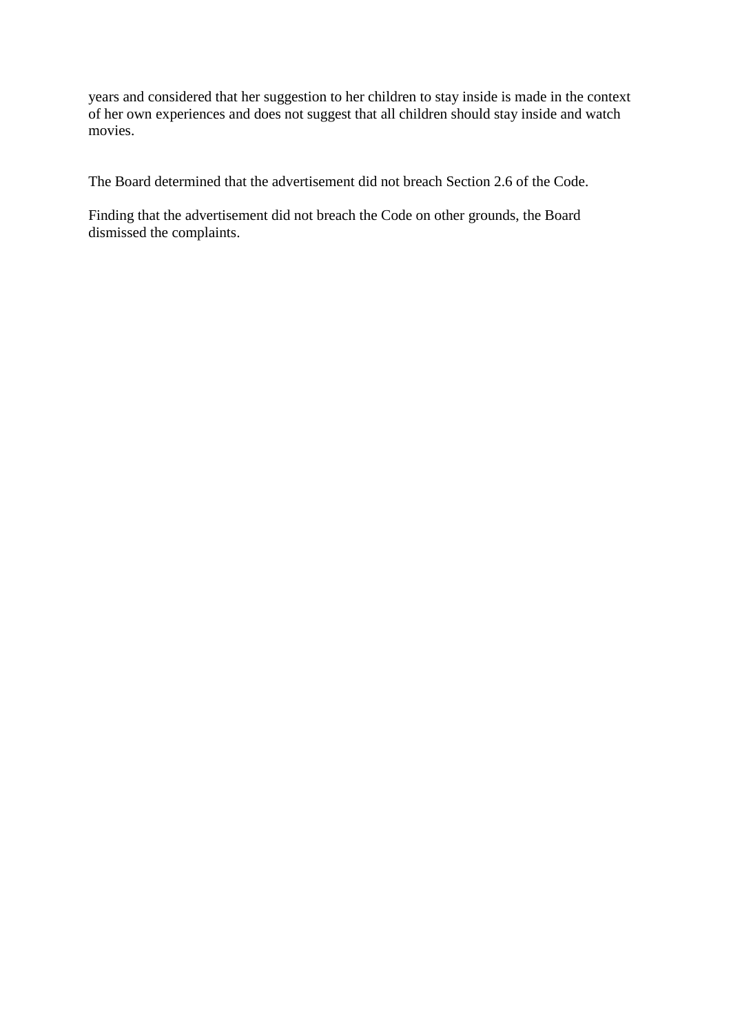years and considered that her suggestion to her children to stay inside is made in the context of her own experiences and does not suggest that all children should stay inside and watch movies.

The Board determined that the advertisement did not breach Section 2.6 of the Code.

Finding that the advertisement did not breach the Code on other grounds, the Board dismissed the complaints.